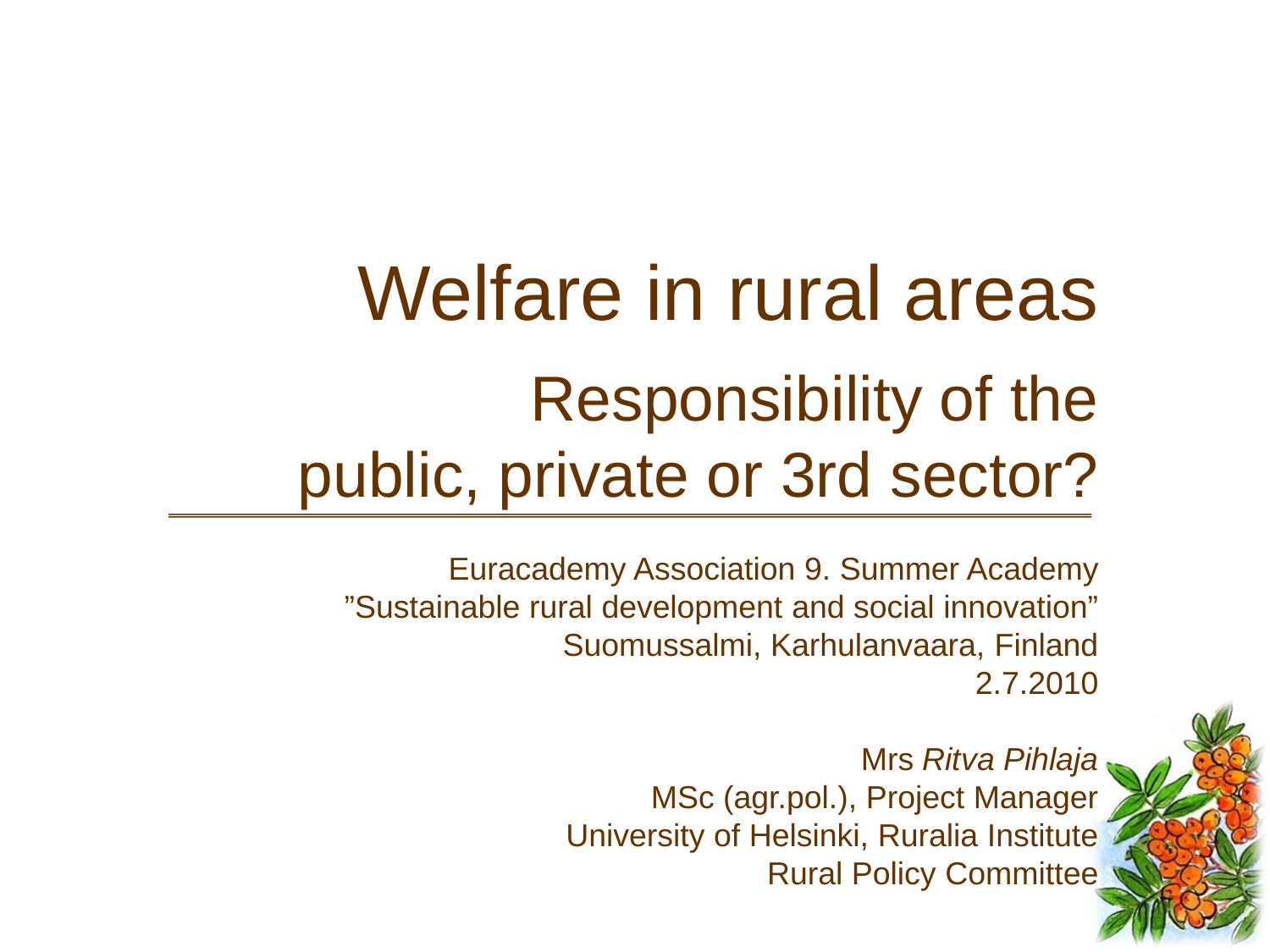# Welfare in rural areas

## Responsibility of the public, private or 3rd sector?

Euracademy Association 9. Summer Academy
”Sustainable rural development and social innovation”
Suomussalmi, Karhulanvaara, Finland
2.7.2010

Mrs *Ritva Pihlaja*
MSc (agr.pol.), Project Manager
University of Helsinki, Ruralia Institute
Rural Policy Committee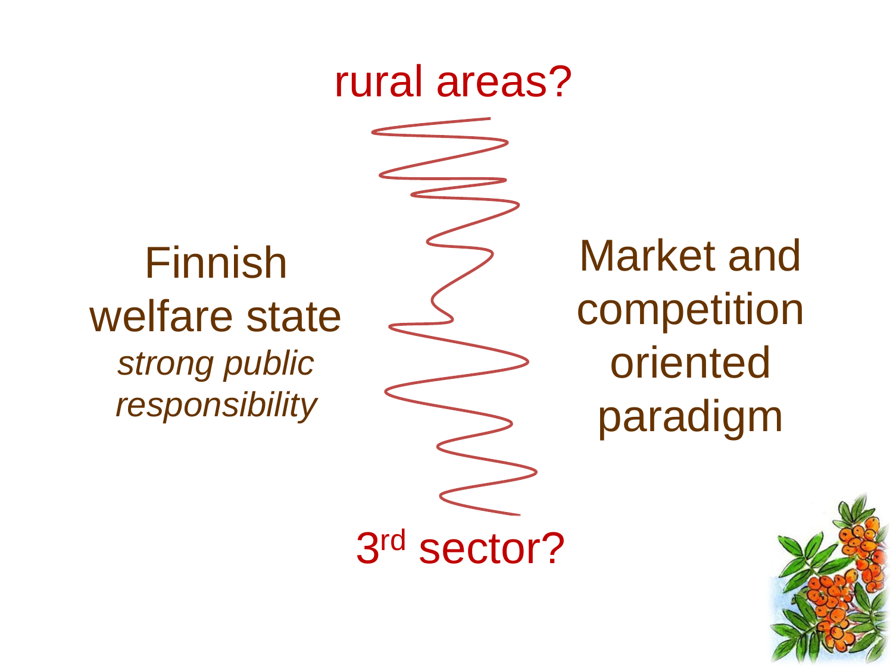rural areas?

Finnish welfare state
*strong public responsibility*

Market and competition oriented paradigm

3rd sector?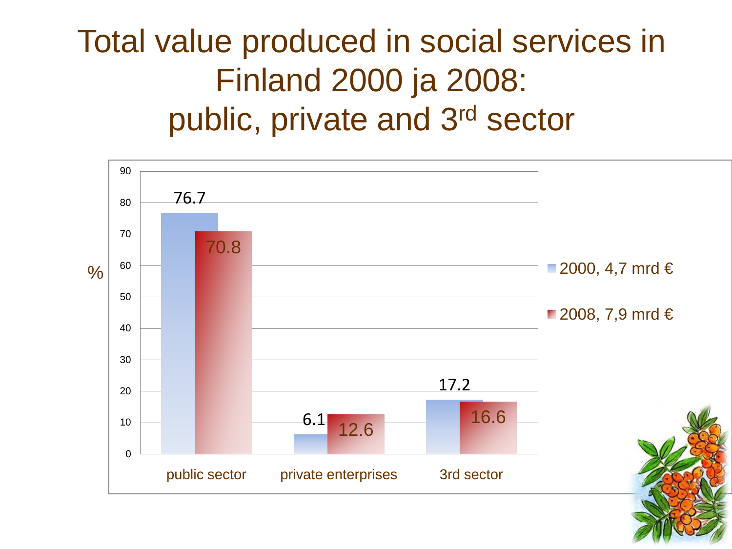# Total value produced in social services in Finland 2000 ja 2008: public, private and 3rd sector

| % | 2000, 4,7 mrd € | 2008, 7,9 mrd € |
|---|---|---|
| public sector | 76.7 | 70.8 |
| private enterprises | 6.1 | 12.6 |
| 3rd sector | 17.2 | 16.6 |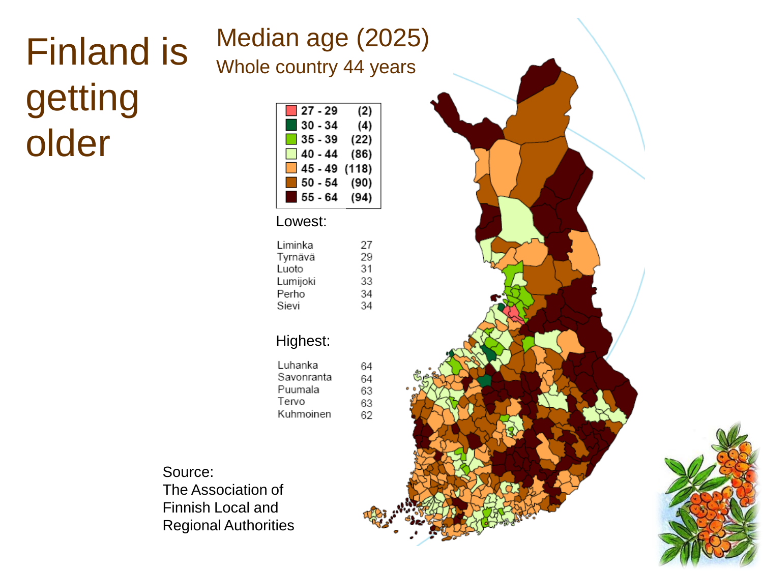# Finland is getting older

## Median age (2025)

Whole country 44 years

| Median age | Count |
|---|---|
| 27 - 29 | (2) |
| 30 - 34 | (4) |
| 35 - 39 | (22) |
| 40 - 44 | (86) |
| 45 - 49 | (118) |
| 50 - 54 | (90) |
| 55 - 64 | (94) |

Lowest:

| Municipality | Median age |
|---|---|
| Liminka | 27 |
| Tyrnävä | 29 |
| Luoto | 31 |
| Lumijoki | 33 |
| Perho | 34 |
| Sievi | 34 |

Highest:

| Municipality | Median age |
|---|---|
| Luhanka | 64 |
| Savonranta | 64 |
| Puumala | 63 |
| Tervo | 63 |
| Kuhmoinen | 62 |

Source:
The Association of Finnish Local and Regional Authorities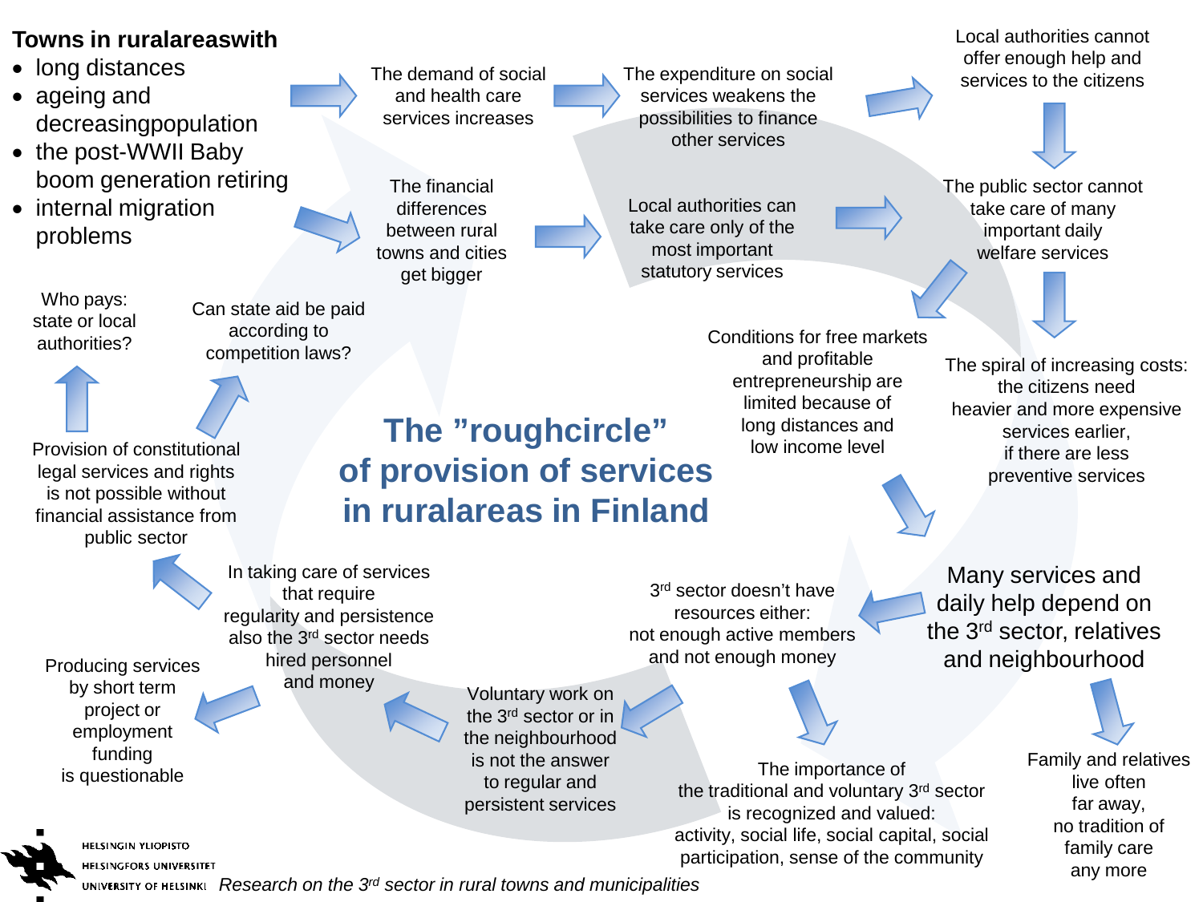# The "roughcircle" of provision of services in ruralareas in Finland

**Towns in ruralareaswith**

- long distances
- ageing and decreasingpopulation
- the post-WWII Baby boom generation retiring
- internal migration problems

The demand of social and health care services increases

The expenditure on social services weakens the possibilities to finance other services

Local authorities cannot offer enough help and services to the citizens

The financial differences between rural towns and cities get bigger

Local authorities can take care only of the most important statutory services

The public sector cannot take care of many important daily welfare services

Conditions for free markets and profitable entrepreneurship are limited because of long distances and low income level

The spiral of increasing costs: the citizens need heavier and more expensive services earlier, if there are less preventive services

Many services and daily help depend on the 3rd sector, relatives and neighbourhood

Family and relatives live often far away, no tradition of family care any more

3rd sector doesn't have resources either: not enough active members and not enough money

The importance of the traditional and voluntary 3rd sector is recognized and valued: activity, social life, social capital, social participation, sense of the community

Voluntary work on the 3rd sector or in the neighbourhood is not the answer to regular and persistent services

In taking care of services that require regularity and persistence also the 3rd sector needs hired personnel and money

Producing services by short term project or employment funding is questionable

Provision of constitutional legal services and rights is not possible without financial assistance from public sector

Who pays: state or local authorities?

Can state aid be paid according to competition laws?

HELSINGIN YLIOPISTO
HELSINGFORS UNIVERSITET
UNIVERSITY OF HELSINKI

*Research on the 3rd sector in rural towns and municipalities*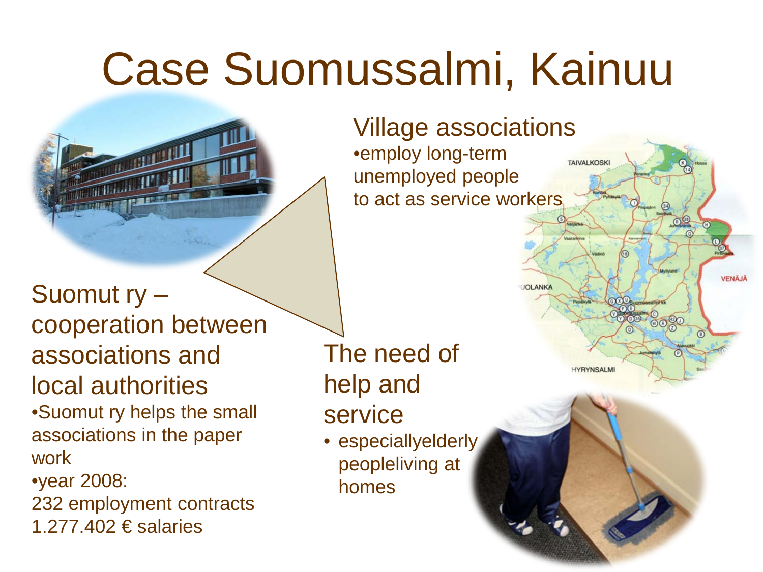# Case Suomussalmi, Kainuu

## Village associations

- employ long-term unemployed people to act as service workers

## Suomut ry – cooperation between associations and local authorities

- Suomut ry helps the small associations in the paper work
- year 2008:
  232 employment contracts
  1.277.402 € salaries

## The need of help and service

- especiallyelderly peopleliving at homes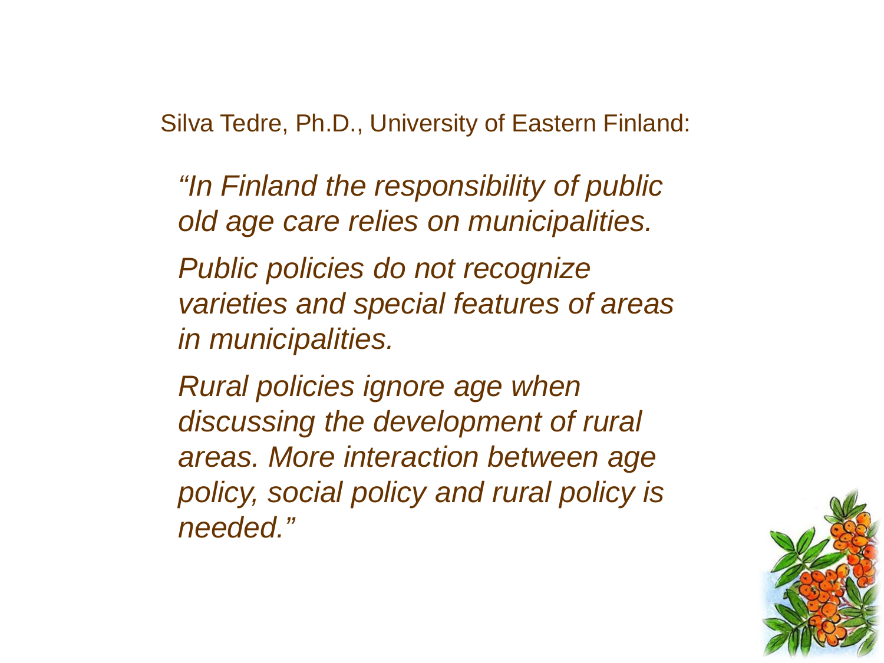Silva Tedre, Ph.D., University of Eastern Finland:

*"In Finland the responsibility of public old age care relies on municipalities.*

*Public policies do not recognize varieties and special features of areas in municipalities.*

*Rural policies ignore age when discussing the development of rural areas. More interaction between age policy, social policy and rural policy is needed."*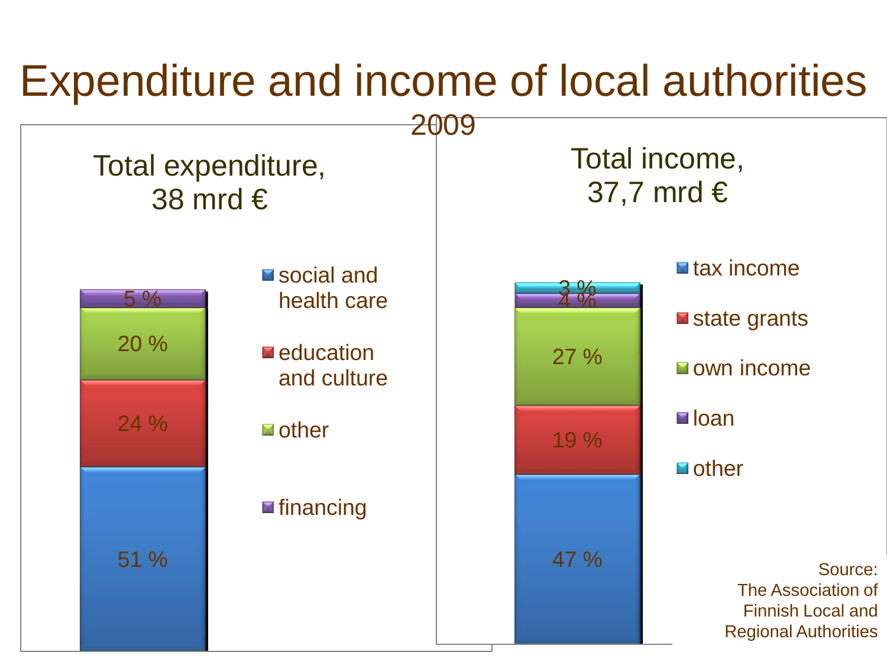# Expenditure and income of local authorities

2009

Total expenditure,
38 mrd €

5 %
20 %
24 %
51 %

social and health care
education and culture
other
financing

Total income,
37,7 mrd €

3 %
4 %
27 %
19 %
47 %

tax income
state grants
own income
loan
other

Source:
The Association of Finnish Local and Regional Authorities